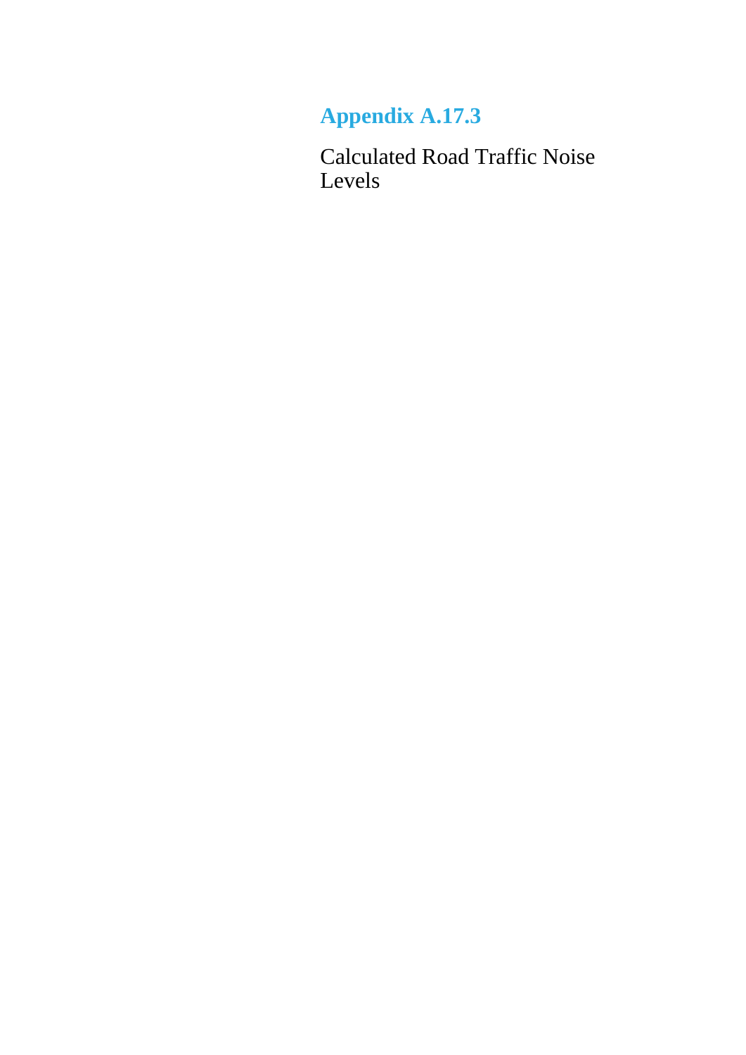# Appendix A.17.3

Calculated Road Traffic Noise Levels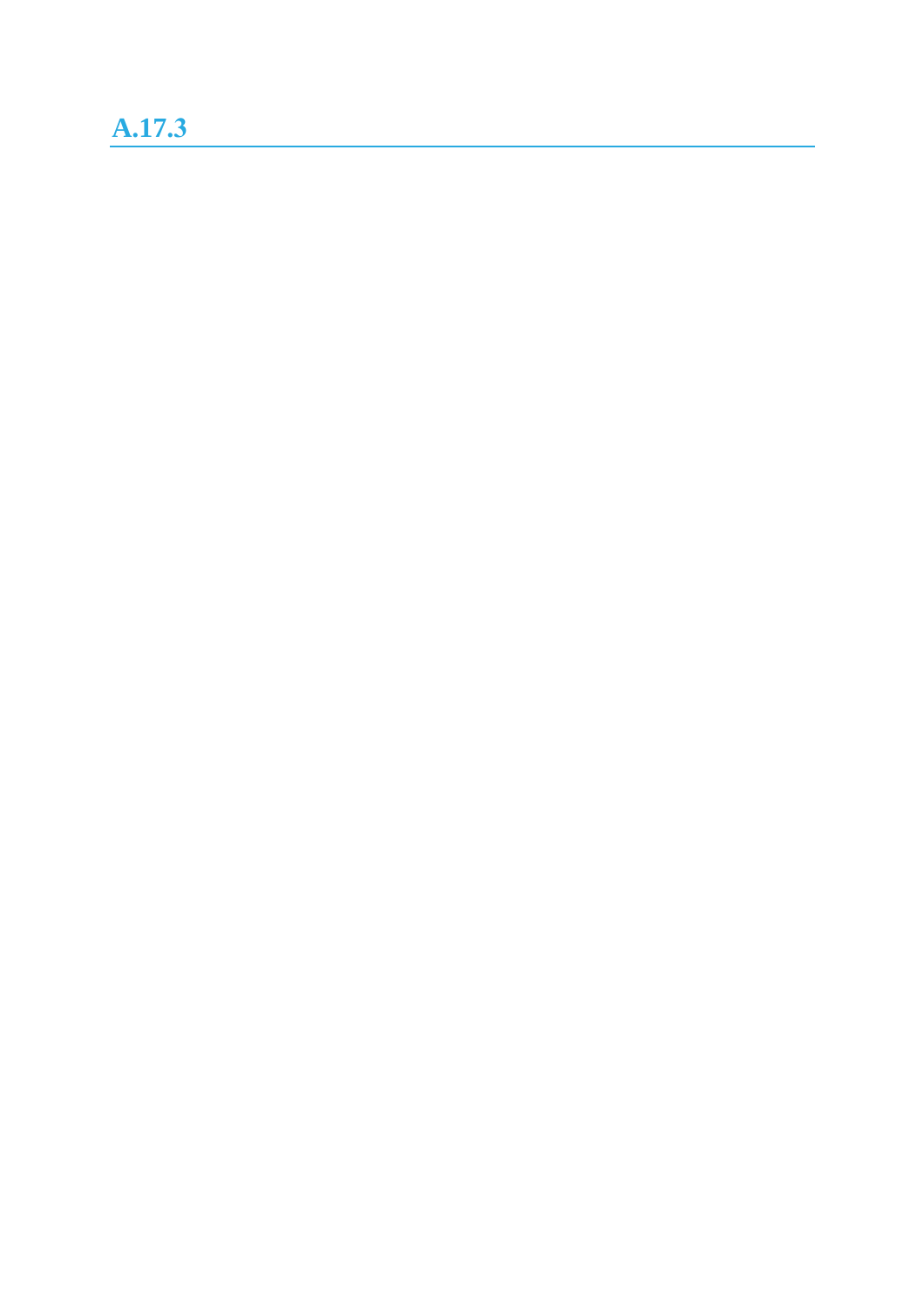## A.17.3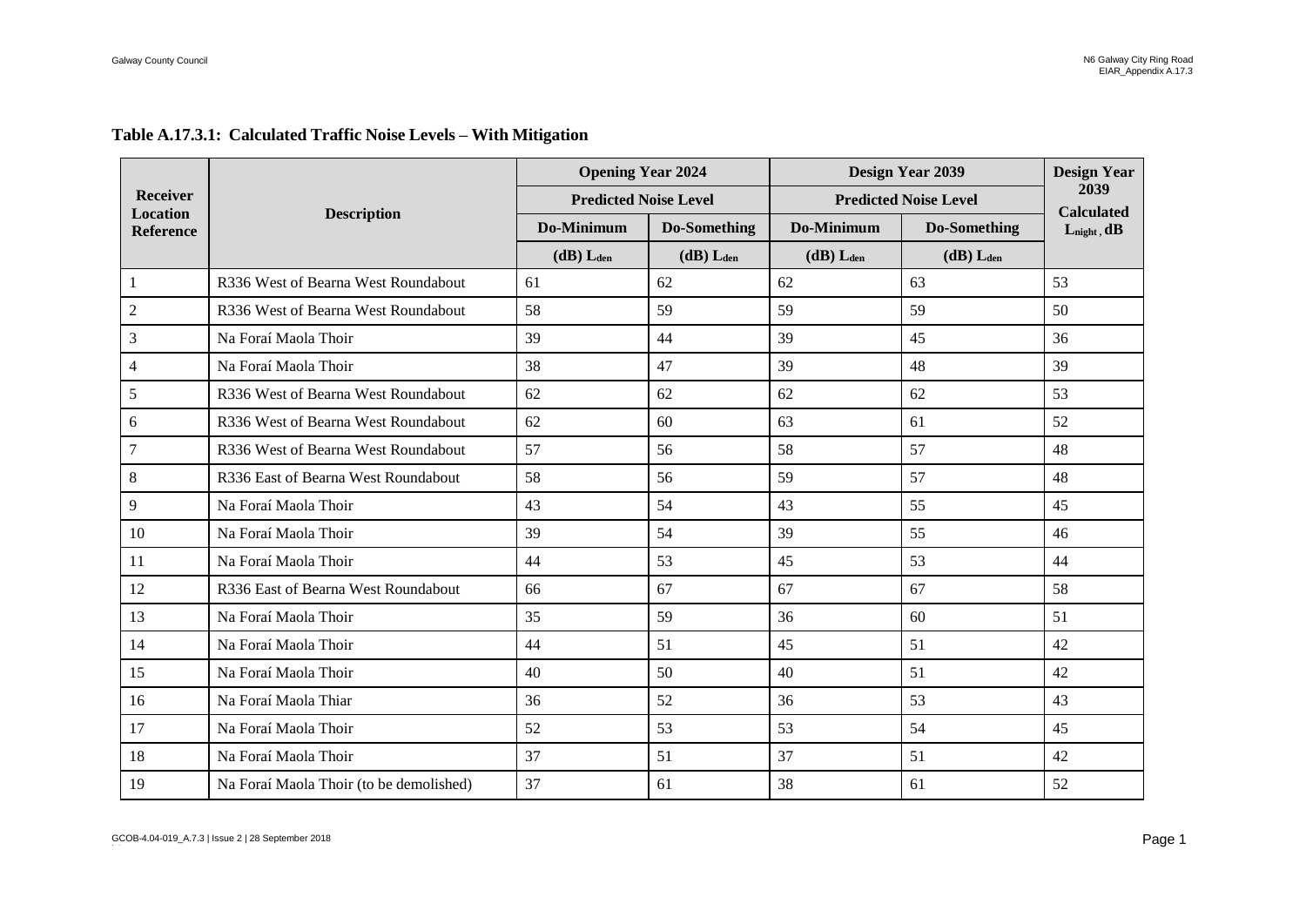**Table A.17.3.1: Calculated Traffic Noise Levels – With Mitigation**

| Receiver Location Reference | Description | Opening Year 2024 | | Design Year 2039 | | Design Year 2039 Calculated $L_{night}$, dB |
|---|---|---|---|---|---|---|
| | | Predicted Noise Level | | Predicted Noise Level | | |
| | | Do-Minimum | Do-Something | Do-Minimum | Do-Something | |
| | | (dB) $L_{den}$ | (dB) $L_{den}$ | (dB) $L_{den}$ | (dB) $L_{den}$ | |
| 1 | R336 West of Bearna West Roundabout | 61 | 62 | 62 | 63 | 53 |
| 2 | R336 West of Bearna West Roundabout | 58 | 59 | 59 | 59 | 50 |
| 3 | Na Foraí Maola Thoir | 39 | 44 | 39 | 45 | 36 |
| 4 | Na Foraí Maola Thoir | 38 | 47 | 39 | 48 | 39 |
| 5 | R336 West of Bearna West Roundabout | 62 | 62 | 62 | 62 | 53 |
| 6 | R336 West of Bearna West Roundabout | 62 | 60 | 63 | 61 | 52 |
| 7 | R336 West of Bearna West Roundabout | 57 | 56 | 58 | 57 | 48 |
| 8 | R336 East of Bearna West Roundabout | 58 | 56 | 59 | 57 | 48 |
| 9 | Na Foraí Maola Thoir | 43 | 54 | 43 | 55 | 45 |
| 10 | Na Foraí Maola Thoir | 39 | 54 | 39 | 55 | 46 |
| 11 | Na Foraí Maola Thoir | 44 | 53 | 45 | 53 | 44 |
| 12 | R336 East of Bearna West Roundabout | 66 | 67 | 67 | 67 | 58 |
| 13 | Na Foraí Maola Thoir | 35 | 59 | 36 | 60 | 51 |
| 14 | Na Foraí Maola Thoir | 44 | 51 | 45 | 51 | 42 |
| 15 | Na Foraí Maola Thoir | 40 | 50 | 40 | 51 | 42 |
| 16 | Na Foraí Maola Thiar | 36 | 52 | 36 | 53 | 43 |
| 17 | Na Foraí Maola Thoir | 52 | 53 | 53 | 54 | 45 |
| 18 | Na Foraí Maola Thoir | 37 | 51 | 37 | 51 | 42 |
| 19 | Na Foraí Maola Thoir (to be demolished) | 37 | 61 | 38 | 61 | 52 |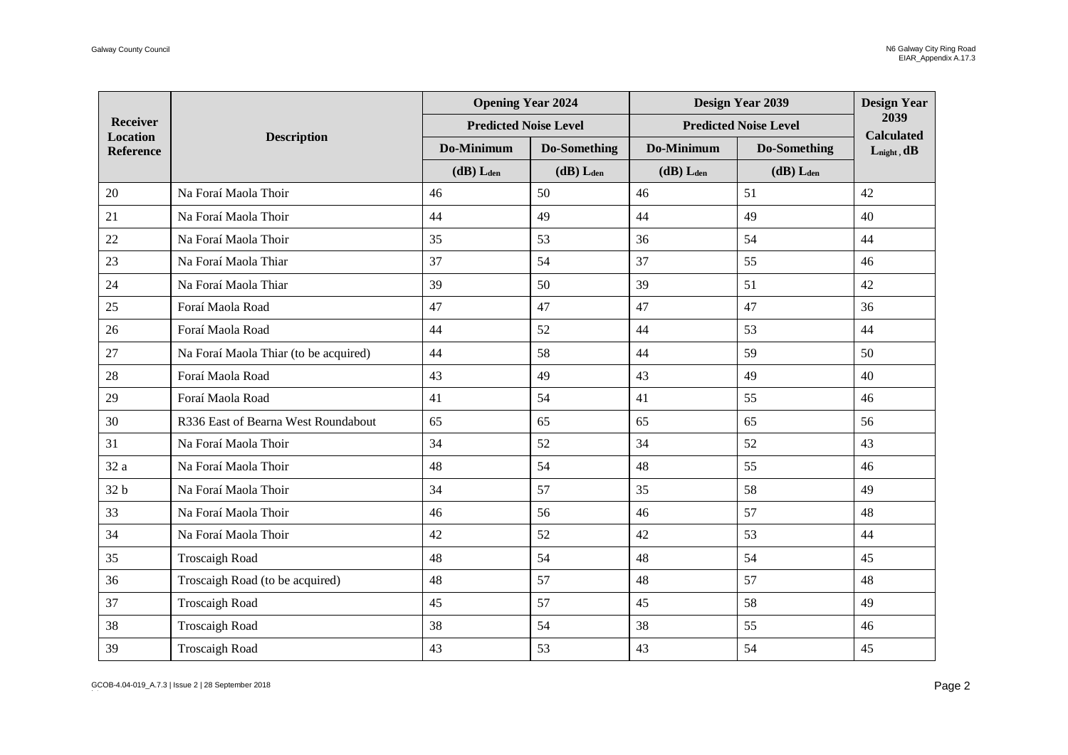| Receiver Location Reference | Description | Opening Year 2024 | | Design Year 2039 | | Design Year 2039 Calculated $L_{night}$, dB |
|---|---|---|---|---|---|---|
| | | Predicted Noise Level | | Predicted Noise Level | | |
| | | Do-Minimum | Do-Something | Do-Minimum | Do-Something | |
| | | (dB) $L_{den}$ | (dB) $L_{den}$ | (dB) $L_{den}$ | (dB) $L_{den}$ | |
| 20 | Na Foraí Maola Thoir | 46 | 50 | 46 | 51 | 42 |
| 21 | Na Foraí Maola Thoir | 44 | 49 | 44 | 49 | 40 |
| 22 | Na Foraí Maola Thoir | 35 | 53 | 36 | 54 | 44 |
| 23 | Na Foraí Maola Thiar | 37 | 54 | 37 | 55 | 46 |
| 24 | Na Foraí Maola Thiar | 39 | 50 | 39 | 51 | 42 |
| 25 | Foraí Maola Road | 47 | 47 | 47 | 47 | 36 |
| 26 | Foraí Maola Road | 44 | 52 | 44 | 53 | 44 |
| 27 | Na Foraí Maola Thiar (to be acquired) | 44 | 58 | 44 | 59 | 50 |
| 28 | Foraí Maola Road | 43 | 49 | 43 | 49 | 40 |
| 29 | Foraí Maola Road | 41 | 54 | 41 | 55 | 46 |
| 30 | R336 East of Bearna West Roundabout | 65 | 65 | 65 | 65 | 56 |
| 31 | Na Foraí Maola Thoir | 34 | 52 | 34 | 52 | 43 |
| 32 a | Na Foraí Maola Thoir | 48 | 54 | 48 | 55 | 46 |
| 32 b | Na Foraí Maola Thoir | 34 | 57 | 35 | 58 | 49 |
| 33 | Na Foraí Maola Thoir | 46 | 56 | 46 | 57 | 48 |
| 34 | Na Foraí Maola Thoir | 42 | 52 | 42 | 53 | 44 |
| 35 | Troscaigh Road | 48 | 54 | 48 | 54 | 45 |
| 36 | Troscaigh Road (to be acquired) | 48 | 57 | 48 | 57 | 48 |
| 37 | Troscaigh Road | 45 | 57 | 45 | 58 | 49 |
| 38 | Troscaigh Road | 38 | 54 | 38 | 55 | 46 |
| 39 | Troscaigh Road | 43 | 53 | 43 | 54 | 45 |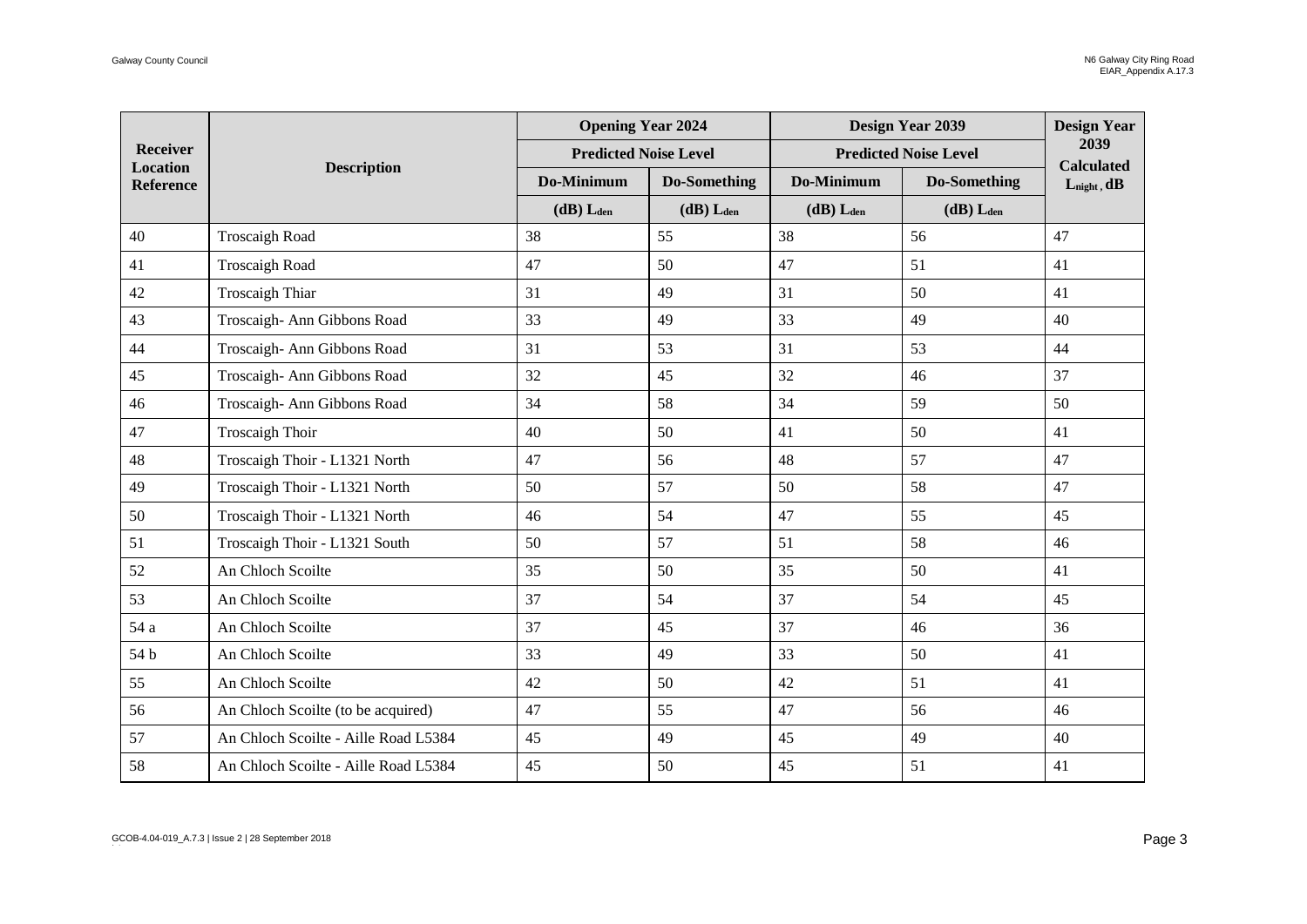| Receiver Location Reference | Description | Opening Year 2024 | | Design Year 2039 | | Design Year 2039 Calculated $L_{night}$, dB |
|---|---|---|---|---|---|---|
| | | Predicted Noise Level | | Predicted Noise Level | | |
| | | Do-Minimum | Do-Something | Do-Minimum | Do-Something | |
| | | (dB) $L_{den}$ | (dB) $L_{den}$ | (dB) $L_{den}$ | (dB) $L_{den}$ | |
| 40 | Troscaigh Road | 38 | 55 | 38 | 56 | 47 |
| 41 | Troscaigh Road | 47 | 50 | 47 | 51 | 41 |
| 42 | Troscaigh Thiar | 31 | 49 | 31 | 50 | 41 |
| 43 | Troscaigh- Ann Gibbons Road | 33 | 49 | 33 | 49 | 40 |
| 44 | Troscaigh- Ann Gibbons Road | 31 | 53 | 31 | 53 | 44 |
| 45 | Troscaigh- Ann Gibbons Road | 32 | 45 | 32 | 46 | 37 |
| 46 | Troscaigh- Ann Gibbons Road | 34 | 58 | 34 | 59 | 50 |
| 47 | Troscaigh Thoir | 40 | 50 | 41 | 50 | 41 |
| 48 | Troscaigh Thoir - L1321 North | 47 | 56 | 48 | 57 | 47 |
| 49 | Troscaigh Thoir - L1321 North | 50 | 57 | 50 | 58 | 47 |
| 50 | Troscaigh Thoir - L1321 North | 46 | 54 | 47 | 55 | 45 |
| 51 | Troscaigh Thoir - L1321 South | 50 | 57 | 51 | 58 | 46 |
| 52 | An Chloch Scoilte | 35 | 50 | 35 | 50 | 41 |
| 53 | An Chloch Scoilte | 37 | 54 | 37 | 54 | 45 |
| 54 a | An Chloch Scoilte | 37 | 45 | 37 | 46 | 36 |
| 54 b | An Chloch Scoilte | 33 | 49 | 33 | 50 | 41 |
| 55 | An Chloch Scoilte | 42 | 50 | 42 | 51 | 41 |
| 56 | An Chloch Scoilte (to be acquired) | 47 | 55 | 47 | 56 | 46 |
| 57 | An Chloch Scoilte - Aille Road L5384 | 45 | 49 | 45 | 49 | 40 |
| 58 | An Chloch Scoilte - Aille Road L5384 | 45 | 50 | 45 | 51 | 41 |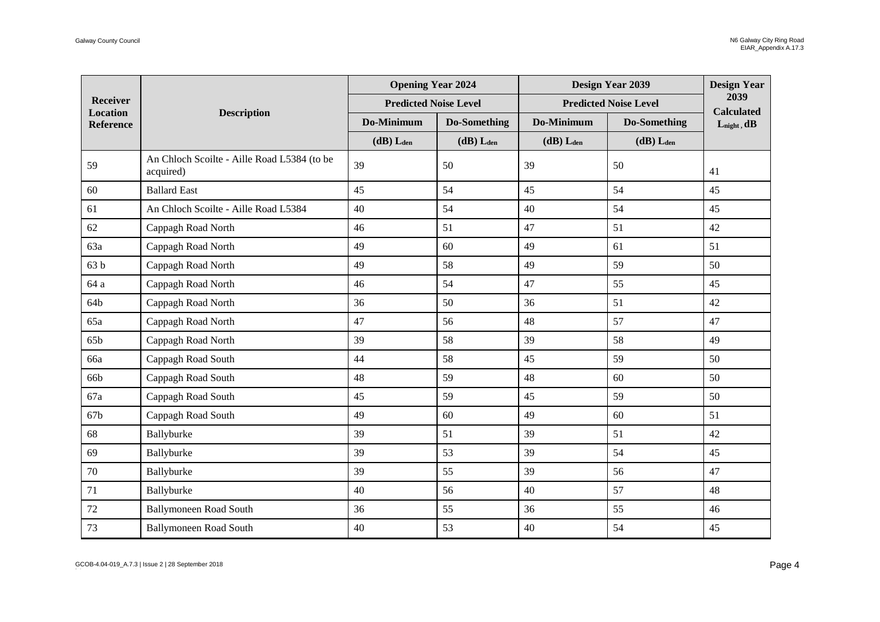| Receiver Location Reference | Description | Opening Year 2024 | | Design Year 2039 | | Design Year 2039 Calculated $L_{night}$, dB |
|---|---|---|---|---|---|---|
| | | Predicted Noise Level | | Predicted Noise Level | | |
| | | Do-Minimum | Do-Something | Do-Minimum | Do-Something | |
| | | (dB) $L_{den}$ | (dB) $L_{den}$ | (dB) $L_{den}$ | (dB) $L_{den}$ | |
| 59 | An Chloch Scoilte - Aille Road L5384 (to be acquired) | 39 | 50 | 39 | 50 | 41 |
| 60 | Ballard East | 45 | 54 | 45 | 54 | 45 |
| 61 | An Chloch Scoilte - Aille Road L5384 | 40 | 54 | 40 | 54 | 45 |
| 62 | Cappagh Road North | 46 | 51 | 47 | 51 | 42 |
| 63a | Cappagh Road North | 49 | 60 | 49 | 61 | 51 |
| 63 b | Cappagh Road North | 49 | 58 | 49 | 59 | 50 |
| 64 a | Cappagh Road North | 46 | 54 | 47 | 55 | 45 |
| 64b | Cappagh Road North | 36 | 50 | 36 | 51 | 42 |
| 65a | Cappagh Road North | 47 | 56 | 48 | 57 | 47 |
| 65b | Cappagh Road North | 39 | 58 | 39 | 58 | 49 |
| 66a | Cappagh Road South | 44 | 58 | 45 | 59 | 50 |
| 66b | Cappagh Road South | 48 | 59 | 48 | 60 | 50 |
| 67a | Cappagh Road South | 45 | 59 | 45 | 59 | 50 |
| 67b | Cappagh Road South | 49 | 60 | 49 | 60 | 51 |
| 68 | Ballyburke | 39 | 51 | 39 | 51 | 42 |
| 69 | Ballyburke | 39 | 53 | 39 | 54 | 45 |
| 70 | Ballyburke | 39 | 55 | 39 | 56 | 47 |
| 71 | Ballyburke | 40 | 56 | 40 | 57 | 48 |
| 72 | Ballymoneen Road South | 36 | 55 | 36 | 55 | 46 |
| 73 | Ballymoneen Road South | 40 | 53 | 40 | 54 | 45 |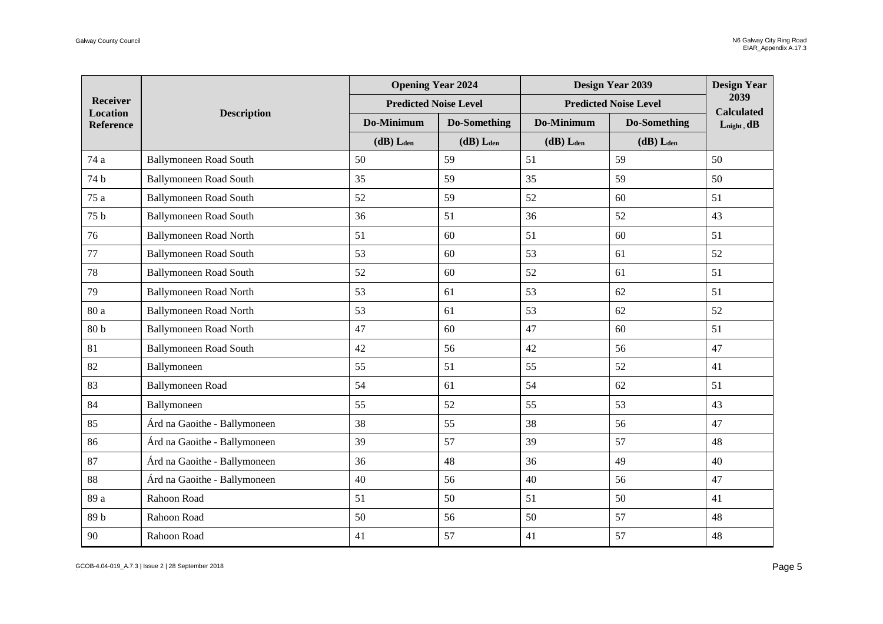| Receiver Location Reference | Description | Opening Year 2024 | | Design Year 2039 | | Design Year 2039 Calculated $L_{night}$, dB |
|---|---|---|---|---|---|---|
| | | Predicted Noise Level | | Predicted Noise Level | | |
| | | Do-Minimum | Do-Something | Do-Minimum | Do-Something | |
| | | (dB) $L_{den}$ | (dB) $L_{den}$ | (dB) $L_{den}$ | (dB) $L_{den}$ | |
| 74 a | Ballymoneen Road South | 50 | 59 | 51 | 59 | 50 |
| 74 b | Ballymoneen Road South | 35 | 59 | 35 | 59 | 50 |
| 75 a | Ballymoneen Road South | 52 | 59 | 52 | 60 | 51 |
| 75 b | Ballymoneen Road South | 36 | 51 | 36 | 52 | 43 |
| 76 | Ballymoneen Road North | 51 | 60 | 51 | 60 | 51 |
| 77 | Ballymoneen Road South | 53 | 60 | 53 | 61 | 52 |
| 78 | Ballymoneen Road South | 52 | 60 | 52 | 61 | 51 |
| 79 | Ballymoneen Road North | 53 | 61 | 53 | 62 | 51 |
| 80 a | Ballymoneen Road North | 53 | 61 | 53 | 62 | 52 |
| 80 b | Ballymoneen Road North | 47 | 60 | 47 | 60 | 51 |
| 81 | Ballymoneen Road South | 42 | 56 | 42 | 56 | 47 |
| 82 | Ballymoneen | 55 | 51 | 55 | 52 | 41 |
| 83 | Ballymoneen Road | 54 | 61 | 54 | 62 | 51 |
| 84 | Ballymoneen | 55 | 52 | 55 | 53 | 43 |
| 85 | Árd na Gaoithe - Ballymoneen | 38 | 55 | 38 | 56 | 47 |
| 86 | Árd na Gaoithe - Ballymoneen | 39 | 57 | 39 | 57 | 48 |
| 87 | Árd na Gaoithe - Ballymoneen | 36 | 48 | 36 | 49 | 40 |
| 88 | Árd na Gaoithe - Ballymoneen | 40 | 56 | 40 | 56 | 47 |
| 89 a | Rahoon Road | 51 | 50 | 51 | 50 | 41 |
| 89 b | Rahoon Road | 50 | 56 | 50 | 57 | 48 |
| 90 | Rahoon Road | 41 | 57 | 41 | 57 | 48 |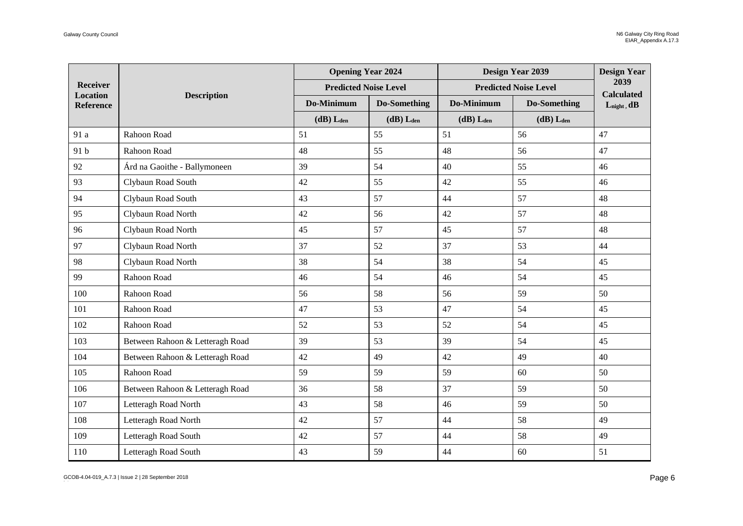| Receiver Location Reference | Description | Opening Year 2024 | | Design Year 2039 | | Design Year 2039 Calculated $L_{night}$, dB |
|---|---|---|---|---|---|---|
| | | Predicted Noise Level | | Predicted Noise Level | | |
| | | Do-Minimum | Do-Something | Do-Minimum | Do-Something | |
| | | (dB) $L_{den}$ | (dB) $L_{den}$ | (dB) $L_{den}$ | (dB) $L_{den}$ | |
| 91 a | Rahoon Road | 51 | 55 | 51 | 56 | 47 |
| 91 b | Rahoon Road | 48 | 55 | 48 | 56 | 47 |
| 92 | Árd na Gaoithe - Ballymoneen | 39 | 54 | 40 | 55 | 46 |
| 93 | Clybaun Road South | 42 | 55 | 42 | 55 | 46 |
| 94 | Clybaun Road South | 43 | 57 | 44 | 57 | 48 |
| 95 | Clybaun Road North | 42 | 56 | 42 | 57 | 48 |
| 96 | Clybaun Road North | 45 | 57 | 45 | 57 | 48 |
| 97 | Clybaun Road North | 37 | 52 | 37 | 53 | 44 |
| 98 | Clybaun Road North | 38 | 54 | 38 | 54 | 45 |
| 99 | Rahoon Road | 46 | 54 | 46 | 54 | 45 |
| 100 | Rahoon Road | 56 | 58 | 56 | 59 | 50 |
| 101 | Rahoon Road | 47 | 53 | 47 | 54 | 45 |
| 102 | Rahoon Road | 52 | 53 | 52 | 54 | 45 |
| 103 | Between Rahoon & Letteragh Road | 39 | 53 | 39 | 54 | 45 |
| 104 | Between Rahoon & Letteragh Road | 42 | 49 | 42 | 49 | 40 |
| 105 | Rahoon Road | 59 | 59 | 59 | 60 | 50 |
| 106 | Between Rahoon & Letteragh Road | 36 | 58 | 37 | 59 | 50 |
| 107 | Letteragh Road North | 43 | 58 | 46 | 59 | 50 |
| 108 | Letteragh Road North | 42 | 57 | 44 | 58 | 49 |
| 109 | Letteragh Road South | 42 | 57 | 44 | 58 | 49 |
| 110 | Letteragh Road South | 43 | 59 | 44 | 60 | 51 |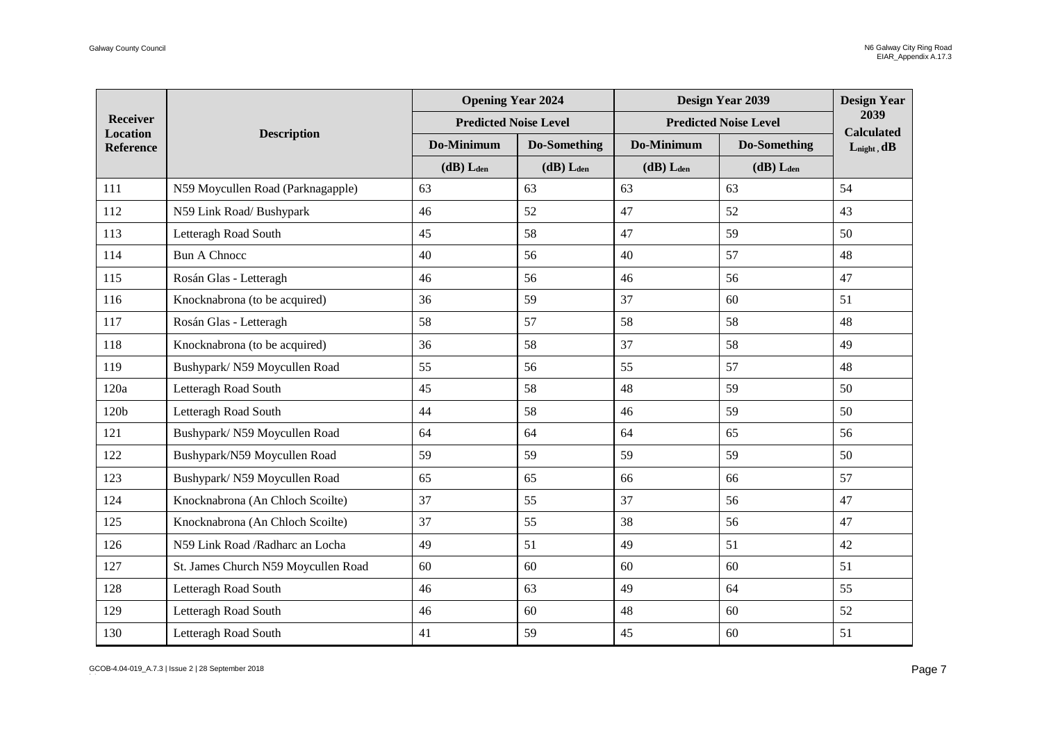| Receiver Location Reference | Description | Opening Year 2024 | | Design Year 2039 | | Design Year 2039 Calculated $L_{night}$, dB |
|---|---|---|---|---|---|---|
| | | Predicted Noise Level | | Predicted Noise Level | | |
| | | Do-Minimum | Do-Something | Do-Minimum | Do-Something | |
| | | (dB) $L_{den}$ | (dB) $L_{den}$ | (dB) $L_{den}$ | (dB) $L_{den}$ | |
| 111 | N59 Moycullen Road (Parknagapple) | 63 | 63 | 63 | 63 | 54 |
| 112 | N59 Link Road/ Bushypark | 46 | 52 | 47 | 52 | 43 |
| 113 | Letteragh Road South | 45 | 58 | 47 | 59 | 50 |
| 114 | Bun A Chnocc | 40 | 56 | 40 | 57 | 48 |
| 115 | Rosán Glas - Letteragh | 46 | 56 | 46 | 56 | 47 |
| 116 | Knocknabrona (to be acquired) | 36 | 59 | 37 | 60 | 51 |
| 117 | Rosán Glas - Letteragh | 58 | 57 | 58 | 58 | 48 |
| 118 | Knocknabrona (to be acquired) | 36 | 58 | 37 | 58 | 49 |
| 119 | Bushypark/ N59 Moycullen Road | 55 | 56 | 55 | 57 | 48 |
| 120a | Letteragh Road South | 45 | 58 | 48 | 59 | 50 |
| 120b | Letteragh Road South | 44 | 58 | 46 | 59 | 50 |
| 121 | Bushypark/ N59 Moycullen Road | 64 | 64 | 64 | 65 | 56 |
| 122 | Bushypark/N59 Moycullen Road | 59 | 59 | 59 | 59 | 50 |
| 123 | Bushypark/ N59 Moycullen Road | 65 | 65 | 66 | 66 | 57 |
| 124 | Knocknabrona (An Chloch Scoilte) | 37 | 55 | 37 | 56 | 47 |
| 125 | Knocknabrona (An Chloch Scoilte) | 37 | 55 | 38 | 56 | 47 |
| 126 | N59 Link Road /Radharc an Locha | 49 | 51 | 49 | 51 | 42 |
| 127 | St. James Church N59 Moycullen Road | 60 | 60 | 60 | 60 | 51 |
| 128 | Letteragh Road South | 46 | 63 | 49 | 64 | 55 |
| 129 | Letteragh Road South | 46 | 60 | 48 | 60 | 52 |
| 130 | Letteragh Road South | 41 | 59 | 45 | 60 | 51 |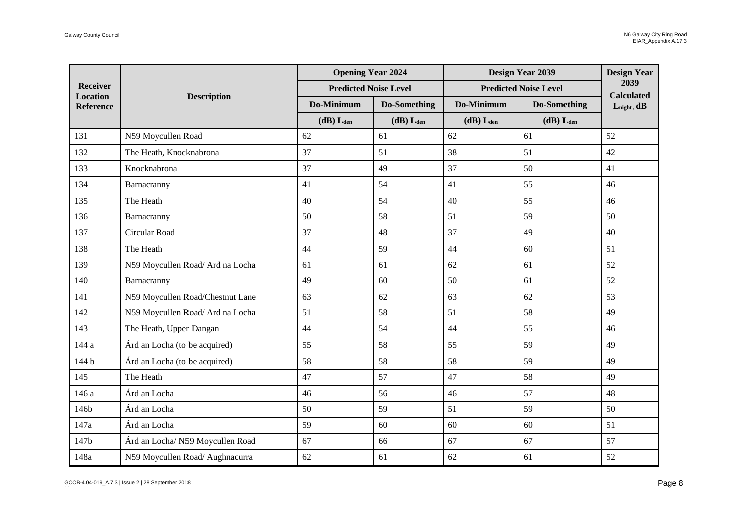| Receiver Location Reference | Description | Opening Year 2024 | | Design Year 2039 | | Design Year 2039 Calculated $L_{night}$, dB |
|---|---|---|---|---|---|---|
| | | Predicted Noise Level | | Predicted Noise Level | | |
| | | Do-Minimum | Do-Something | Do-Minimum | Do-Something | |
| | | (dB) $L_{den}$ | (dB) $L_{den}$ | (dB) $L_{den}$ | (dB) $L_{den}$ | |
| 131 | N59 Moycullen Road | 62 | 61 | 62 | 61 | 52 |
| 132 | The Heath, Knocknabrona | 37 | 51 | 38 | 51 | 42 |
| 133 | Knocknabrona | 37 | 49 | 37 | 50 | 41 |
| 134 | Barnacranny | 41 | 54 | 41 | 55 | 46 |
| 135 | The Heath | 40 | 54 | 40 | 55 | 46 |
| 136 | Barnacranny | 50 | 58 | 51 | 59 | 50 |
| 137 | Circular Road | 37 | 48 | 37 | 49 | 40 |
| 138 | The Heath | 44 | 59 | 44 | 60 | 51 |
| 139 | N59 Moycullen Road/ Ard na Locha | 61 | 61 | 62 | 61 | 52 |
| 140 | Barnacranny | 49 | 60 | 50 | 61 | 52 |
| 141 | N59 Moycullen Road/Chestnut Lane | 63 | 62 | 63 | 62 | 53 |
| 142 | N59 Moycullen Road/ Ard na Locha | 51 | 58 | 51 | 58 | 49 |
| 143 | The Heath, Upper Dangan | 44 | 54 | 44 | 55 | 46 |
| 144 a | Árd an Locha (to be acquired) | 55 | 58 | 55 | 59 | 49 |
| 144 b | Árd an Locha (to be acquired) | 58 | 58 | 58 | 59 | 49 |
| 145 | The Heath | 47 | 57 | 47 | 58 | 49 |
| 146 a | Árd an Locha | 46 | 56 | 46 | 57 | 48 |
| 146b | Árd an Locha | 50 | 59 | 51 | 59 | 50 |
| 147a | Árd an Locha | 59 | 60 | 60 | 60 | 51 |
| 147b | Árd an Locha/ N59 Moycullen Road | 67 | 66 | 67 | 67 | 57 |
| 148a | N59 Moycullen Road/ Aughnacurra | 62 | 61 | 62 | 61 | 52 |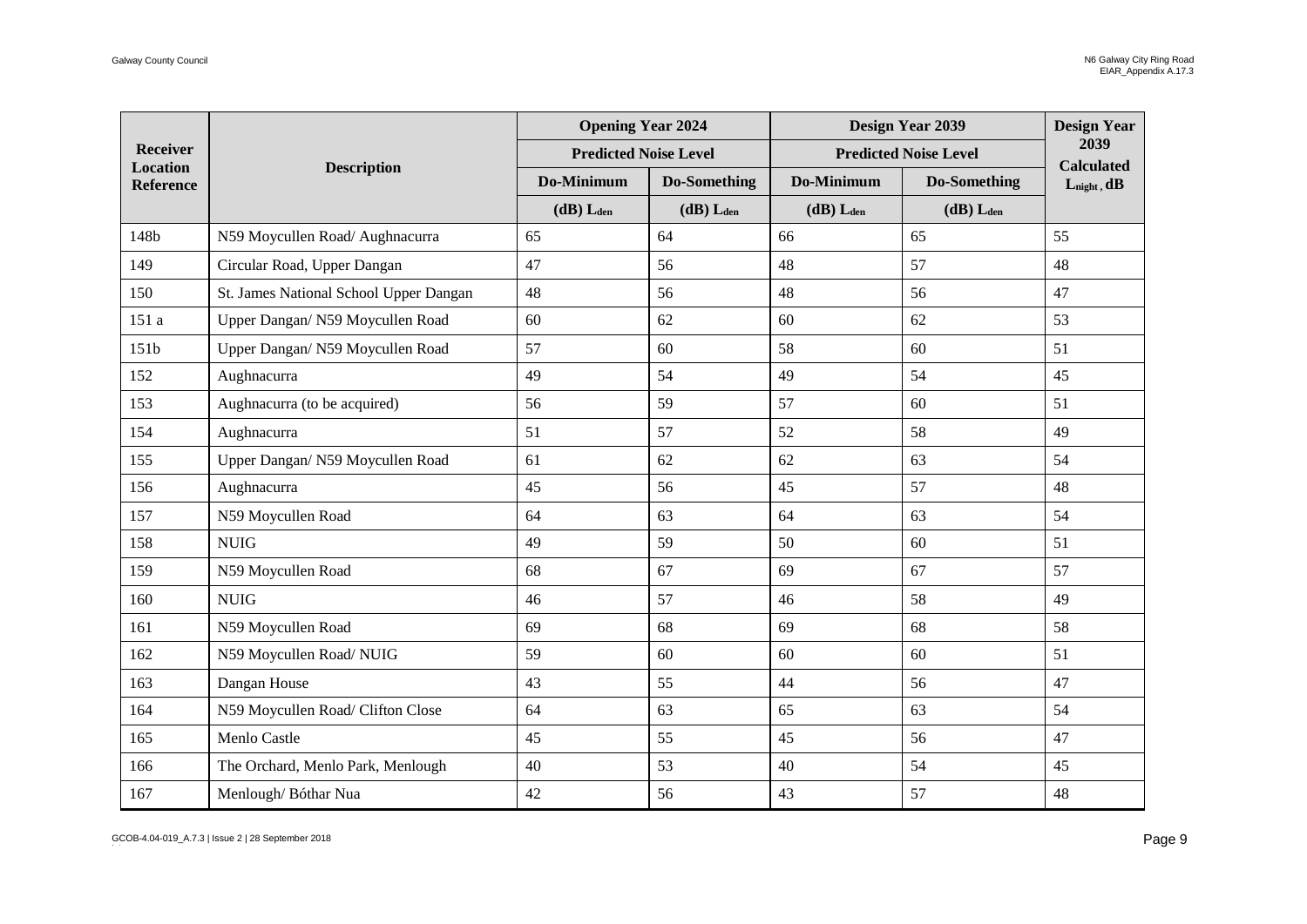| Receiver Location Reference | Description | Opening Year 2024 | | Design Year 2039 | | Design Year 2039 Calculated $L_{night}$, dB |
|---|---|---|---|---|---|---|
| | | Predicted Noise Level | | Predicted Noise Level | | |
| | | Do-Minimum | Do-Something | Do-Minimum | Do-Something | |
| | | (dB) $L_{den}$ | (dB) $L_{den}$ | (dB) $L_{den}$ | (dB) $L_{den}$ | |
| 148b | N59 Moycullen Road/ Aughnacurra | 65 | 64 | 66 | 65 | 55 |
| 149 | Circular Road, Upper Dangan | 47 | 56 | 48 | 57 | 48 |
| 150 | St. James National School Upper Dangan | 48 | 56 | 48 | 56 | 47 |
| 151 a | Upper Dangan/ N59 Moycullen Road | 60 | 62 | 60 | 62 | 53 |
| 151b | Upper Dangan/ N59 Moycullen Road | 57 | 60 | 58 | 60 | 51 |
| 152 | Aughnacurra | 49 | 54 | 49 | 54 | 45 |
| 153 | Aughnacurra (to be acquired) | 56 | 59 | 57 | 60 | 51 |
| 154 | Aughnacurra | 51 | 57 | 52 | 58 | 49 |
| 155 | Upper Dangan/ N59 Moycullen Road | 61 | 62 | 62 | 63 | 54 |
| 156 | Aughnacurra | 45 | 56 | 45 | 57 | 48 |
| 157 | N59 Moycullen Road | 64 | 63 | 64 | 63 | 54 |
| 158 | NUIG | 49 | 59 | 50 | 60 | 51 |
| 159 | N59 Moycullen Road | 68 | 67 | 69 | 67 | 57 |
| 160 | NUIG | 46 | 57 | 46 | 58 | 49 |
| 161 | N59 Moycullen Road | 69 | 68 | 69 | 68 | 58 |
| 162 | N59 Moycullen Road/ NUIG | 59 | 60 | 60 | 60 | 51 |
| 163 | Dangan House | 43 | 55 | 44 | 56 | 47 |
| 164 | N59 Moycullen Road/ Clifton Close | 64 | 63 | 65 | 63 | 54 |
| 165 | Menlo Castle | 45 | 55 | 45 | 56 | 47 |
| 166 | The Orchard, Menlo Park, Menlough | 40 | 53 | 40 | 54 | 45 |
| 167 | Menlough/ Bóthar Nua | 42 | 56 | 43 | 57 | 48 |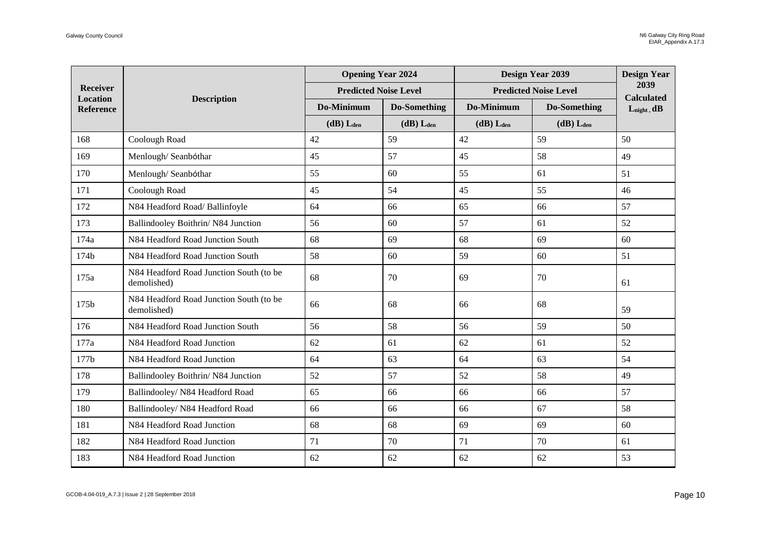| Receiver Location Reference | Description | Opening Year 2024 | | Design Year 2039 | | Design Year 2039 Calculated $L_{night}$, dB |
|---|---|---|---|---|---|---|
| | | Predicted Noise Level | | Predicted Noise Level | | |
| | | Do-Minimum | Do-Something | Do-Minimum | Do-Something | |
| | | (dB) $L_{den}$ | (dB) $L_{den}$ | (dB) $L_{den}$ | (dB) $L_{den}$ | |
| 168 | Coolough Road | 42 | 59 | 42 | 59 | 50 |
| 169 | Menlough/ Seanbóthar | 45 | 57 | 45 | 58 | 49 |
| 170 | Menlough/ Seanbóthar | 55 | 60 | 55 | 61 | 51 |
| 171 | Coolough Road | 45 | 54 | 45 | 55 | 46 |
| 172 | N84 Headford Road/ Ballinfoyle | 64 | 66 | 65 | 66 | 57 |
| 173 | Ballindooley Boithrin/ N84 Junction | 56 | 60 | 57 | 61 | 52 |
| 174a | N84 Headford Road Junction South | 68 | 69 | 68 | 69 | 60 |
| 174b | N84 Headford Road Junction South | 58 | 60 | 59 | 60 | 51 |
| 175a | N84 Headford Road Junction South (to be demolished) | 68 | 70 | 69 | 70 | 61 |
| 175b | N84 Headford Road Junction South (to be demolished) | 66 | 68 | 66 | 68 | 59 |
| 176 | N84 Headford Road Junction South | 56 | 58 | 56 | 59 | 50 |
| 177a | N84 Headford Road Junction | 62 | 61 | 62 | 61 | 52 |
| 177b | N84 Headford Road Junction | 64 | 63 | 64 | 63 | 54 |
| 178 | Ballindooley Boithrin/ N84 Junction | 52 | 57 | 52 | 58 | 49 |
| 179 | Ballindooley/ N84 Headford Road | 65 | 66 | 66 | 66 | 57 |
| 180 | Ballindooley/ N84 Headford Road | 66 | 66 | 66 | 67 | 58 |
| 181 | N84 Headford Road Junction | 68 | 68 | 69 | 69 | 60 |
| 182 | N84 Headford Road Junction | 71 | 70 | 71 | 70 | 61 |
| 183 | N84 Headford Road Junction | 62 | 62 | 62 | 62 | 53 |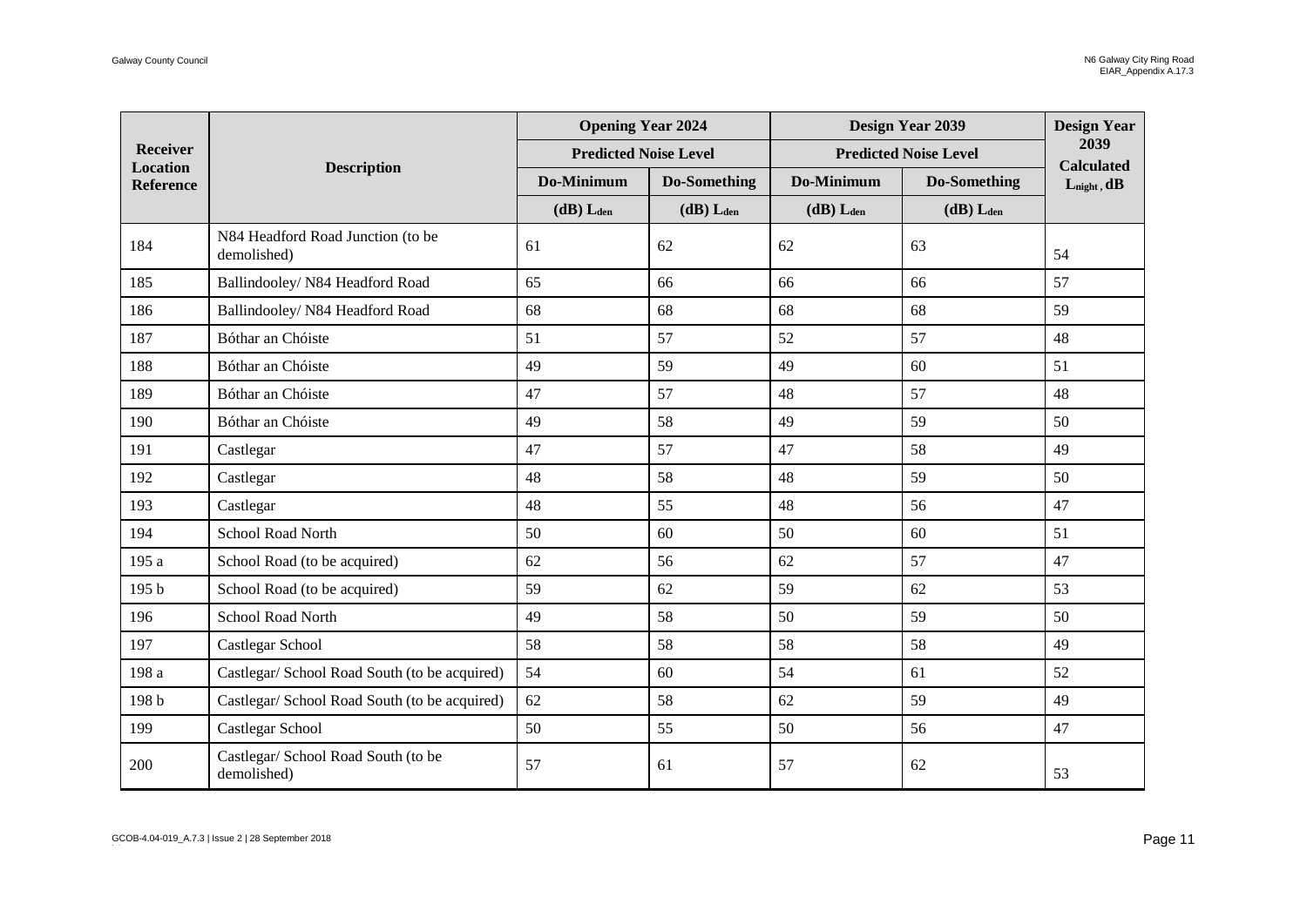| Receiver Location Reference | Description | Opening Year 2024 | | Design Year 2039 | | Design Year 2039 Calculated $L_{night}$, dB |
|---|---|---|---|---|---|---|
| | | Predicted Noise Level | | Predicted Noise Level | | |
| | | Do-Minimum | Do-Something | Do-Minimum | Do-Something | |
| | | (dB) $L_{den}$ | (dB) $L_{den}$ | (dB) $L_{den}$ | (dB) $L_{den}$ | |
| 184 | N84 Headford Road Junction (to be demolished) | 61 | 62 | 62 | 63 | 54 |
| 185 | Ballindooley/ N84 Headford Road | 65 | 66 | 66 | 66 | 57 |
| 186 | Ballindooley/ N84 Headford Road | 68 | 68 | 68 | 68 | 59 |
| 187 | Bóthar an Chóiste | 51 | 57 | 52 | 57 | 48 |
| 188 | Bóthar an Chóiste | 49 | 59 | 49 | 60 | 51 |
| 189 | Bóthar an Chóiste | 47 | 57 | 48 | 57 | 48 |
| 190 | Bóthar an Chóiste | 49 | 58 | 49 | 59 | 50 |
| 191 | Castlegar | 47 | 57 | 47 | 58 | 49 |
| 192 | Castlegar | 48 | 58 | 48 | 59 | 50 |
| 193 | Castlegar | 48 | 55 | 48 | 56 | 47 |
| 194 | School Road North | 50 | 60 | 50 | 60 | 51 |
| 195 a | School Road (to be acquired) | 62 | 56 | 62 | 57 | 47 |
| 195 b | School Road (to be acquired) | 59 | 62 | 59 | 62 | 53 |
| 196 | School Road North | 49 | 58 | 50 | 59 | 50 |
| 197 | Castlegar School | 58 | 58 | 58 | 58 | 49 |
| 198 a | Castlegar/ School Road South (to be acquired) | 54 | 60 | 54 | 61 | 52 |
| 198 b | Castlegar/ School Road South (to be acquired) | 62 | 58 | 62 | 59 | 49 |
| 199 | Castlegar School | 50 | 55 | 50 | 56 | 47 |
| 200 | Castlegar/ School Road South (to be demolished) | 57 | 61 | 57 | 62 | 53 |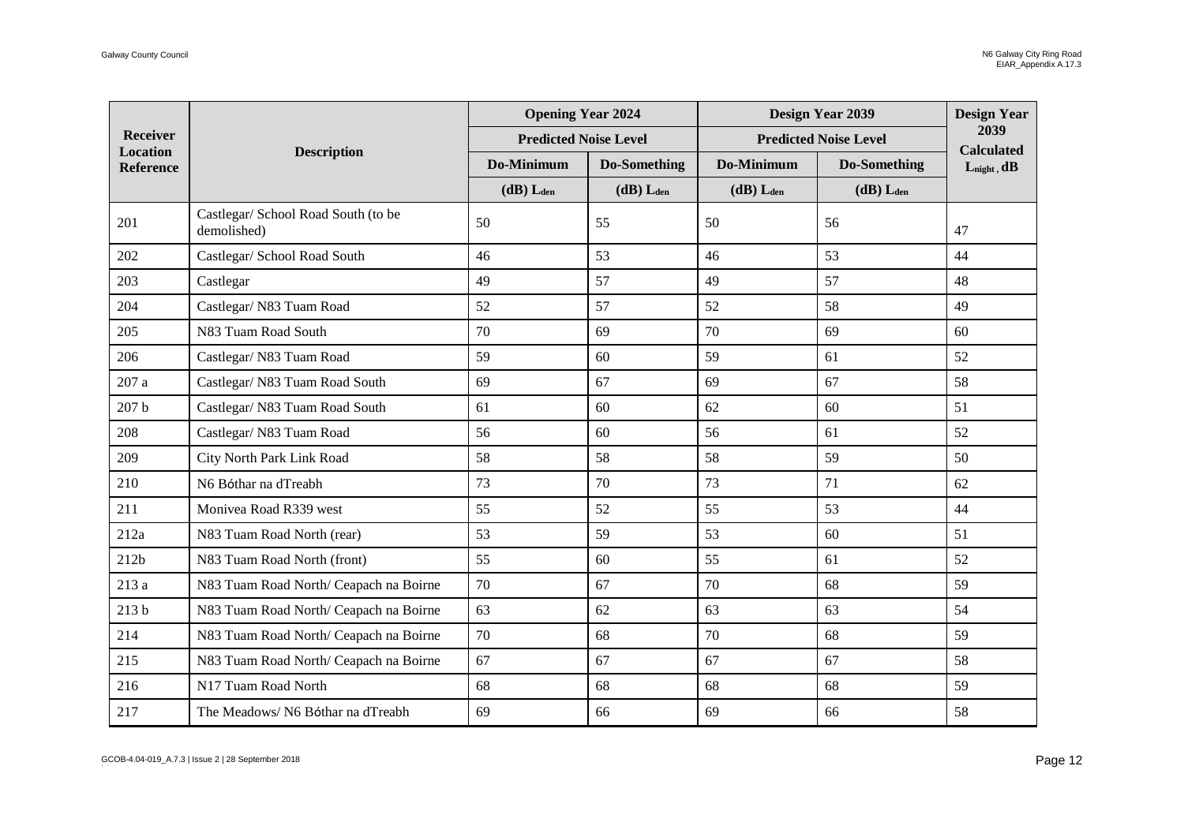| Receiver Location Reference | Description | Opening Year 2024 | | Design Year 2039 | | Design Year 2039 Calculated $L_{night}$, dB |
|---|---|---|---|---|---|---|
| | | Predicted Noise Level | | Predicted Noise Level | | |
| | | Do-Minimum | Do-Something | Do-Minimum | Do-Something | |
| | | (dB) $L_{den}$ | (dB) $L_{den}$ | (dB) $L_{den}$ | (dB) $L_{den}$ | |
| 201 | Castlegar/ School Road South (to be demolished) | 50 | 55 | 50 | 56 | 47 |
| 202 | Castlegar/ School Road South | 46 | 53 | 46 | 53 | 44 |
| 203 | Castlegar | 49 | 57 | 49 | 57 | 48 |
| 204 | Castlegar/ N83 Tuam Road | 52 | 57 | 52 | 58 | 49 |
| 205 | N83 Tuam Road South | 70 | 69 | 70 | 69 | 60 |
| 206 | Castlegar/ N83 Tuam Road | 59 | 60 | 59 | 61 | 52 |
| 207 a | Castlegar/ N83 Tuam Road South | 69 | 67 | 69 | 67 | 58 |
| 207 b | Castlegar/ N83 Tuam Road South | 61 | 60 | 62 | 60 | 51 |
| 208 | Castlegar/ N83 Tuam Road | 56 | 60 | 56 | 61 | 52 |
| 209 | City North Park Link Road | 58 | 58 | 58 | 59 | 50 |
| 210 | N6 Bóthar na dTreabh | 73 | 70 | 73 | 71 | 62 |
| 211 | Monivea Road R339 west | 55 | 52 | 55 | 53 | 44 |
| 212a | N83 Tuam Road North (rear) | 53 | 59 | 53 | 60 | 51 |
| 212b | N83 Tuam Road North (front) | 55 | 60 | 55 | 61 | 52 |
| 213 a | N83 Tuam Road North/ Ceapach na Boirne | 70 | 67 | 70 | 68 | 59 |
| 213 b | N83 Tuam Road North/ Ceapach na Boirne | 63 | 62 | 63 | 63 | 54 |
| 214 | N83 Tuam Road North/ Ceapach na Boirne | 70 | 68 | 70 | 68 | 59 |
| 215 | N83 Tuam Road North/ Ceapach na Boirne | 67 | 67 | 67 | 67 | 58 |
| 216 | N17 Tuam Road North | 68 | 68 | 68 | 68 | 59 |
| 217 | The Meadows/ N6 Bóthar na dTreabh | 69 | 66 | 69 | 66 | 58 |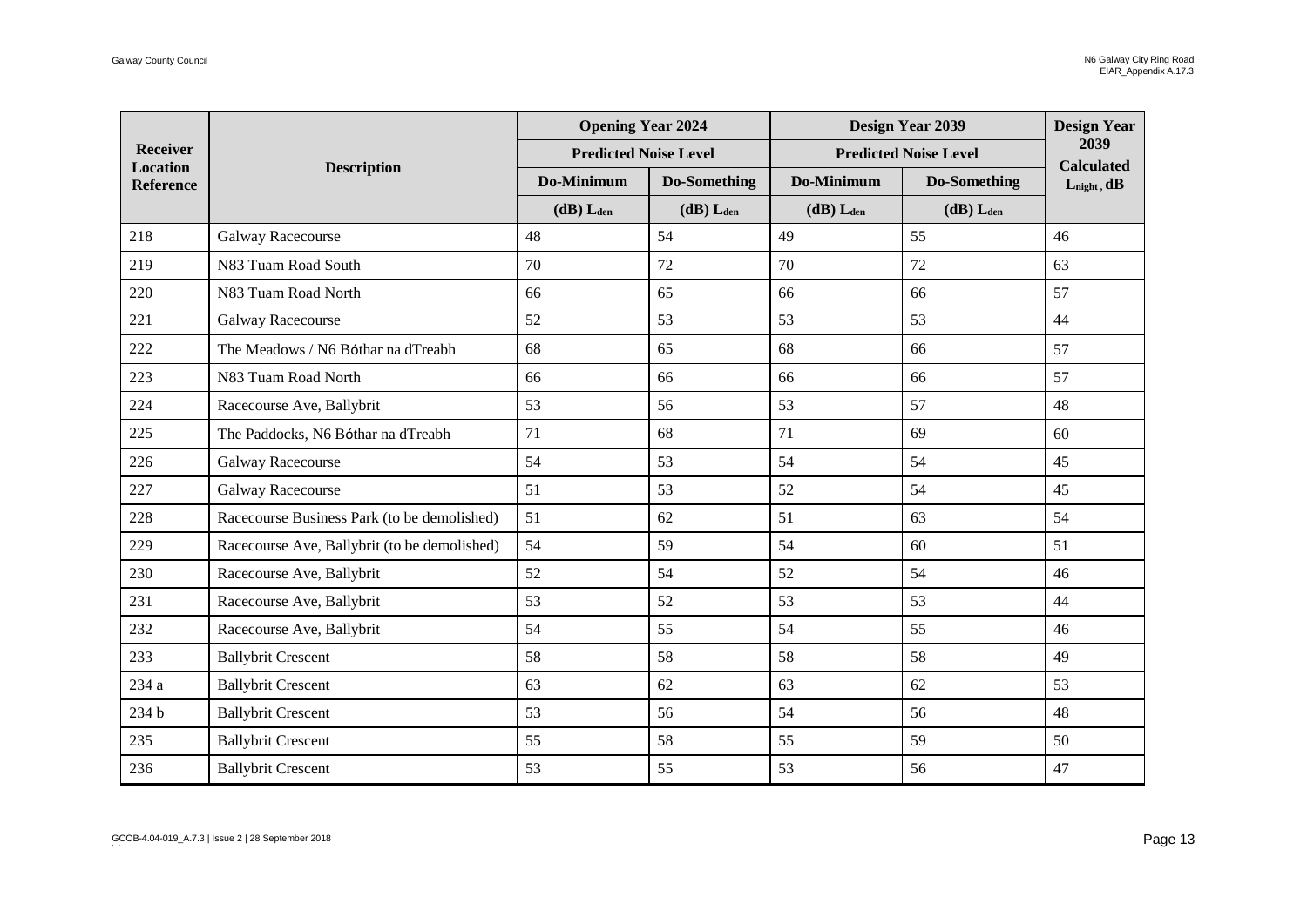| Receiver Location Reference | Description | Opening Year 2024 | | Design Year 2039 | | Design Year 2039 Calculated $L_{night}$, dB |
|---|---|---|---|---|---|---|
| | | Predicted Noise Level | | Predicted Noise Level | | |
| | | Do-Minimum | Do-Something | Do-Minimum | Do-Something | |
| | | (dB) $L_{den}$ | (dB) $L_{den}$ | (dB) $L_{den}$ | (dB) $L_{den}$ | |
| 218 | Galway Racecourse | 48 | 54 | 49 | 55 | 46 |
| 219 | N83 Tuam Road South | 70 | 72 | 70 | 72 | 63 |
| 220 | N83 Tuam Road North | 66 | 65 | 66 | 66 | 57 |
| 221 | Galway Racecourse | 52 | 53 | 53 | 53 | 44 |
| 222 | The Meadows / N6 Bóthar na dTreabh | 68 | 65 | 68 | 66 | 57 |
| 223 | N83 Tuam Road North | 66 | 66 | 66 | 66 | 57 |
| 224 | Racecourse Ave, Ballybrit | 53 | 56 | 53 | 57 | 48 |
| 225 | The Paddocks, N6 Bóthar na dTreabh | 71 | 68 | 71 | 69 | 60 |
| 226 | Galway Racecourse | 54 | 53 | 54 | 54 | 45 |
| 227 | Galway Racecourse | 51 | 53 | 52 | 54 | 45 |
| 228 | Racecourse Business Park (to be demolished) | 51 | 62 | 51 | 63 | 54 |
| 229 | Racecourse Ave, Ballybrit (to be demolished) | 54 | 59 | 54 | 60 | 51 |
| 230 | Racecourse Ave, Ballybrit | 52 | 54 | 52 | 54 | 46 |
| 231 | Racecourse Ave, Ballybrit | 53 | 52 | 53 | 53 | 44 |
| 232 | Racecourse Ave, Ballybrit | 54 | 55 | 54 | 55 | 46 |
| 233 | Ballybrit Crescent | 58 | 58 | 58 | 58 | 49 |
| 234 a | Ballybrit Crescent | 63 | 62 | 63 | 62 | 53 |
| 234 b | Ballybrit Crescent | 53 | 56 | 54 | 56 | 48 |
| 235 | Ballybrit Crescent | 55 | 58 | 55 | 59 | 50 |
| 236 | Ballybrit Crescent | 53 | 55 | 53 | 56 | 47 |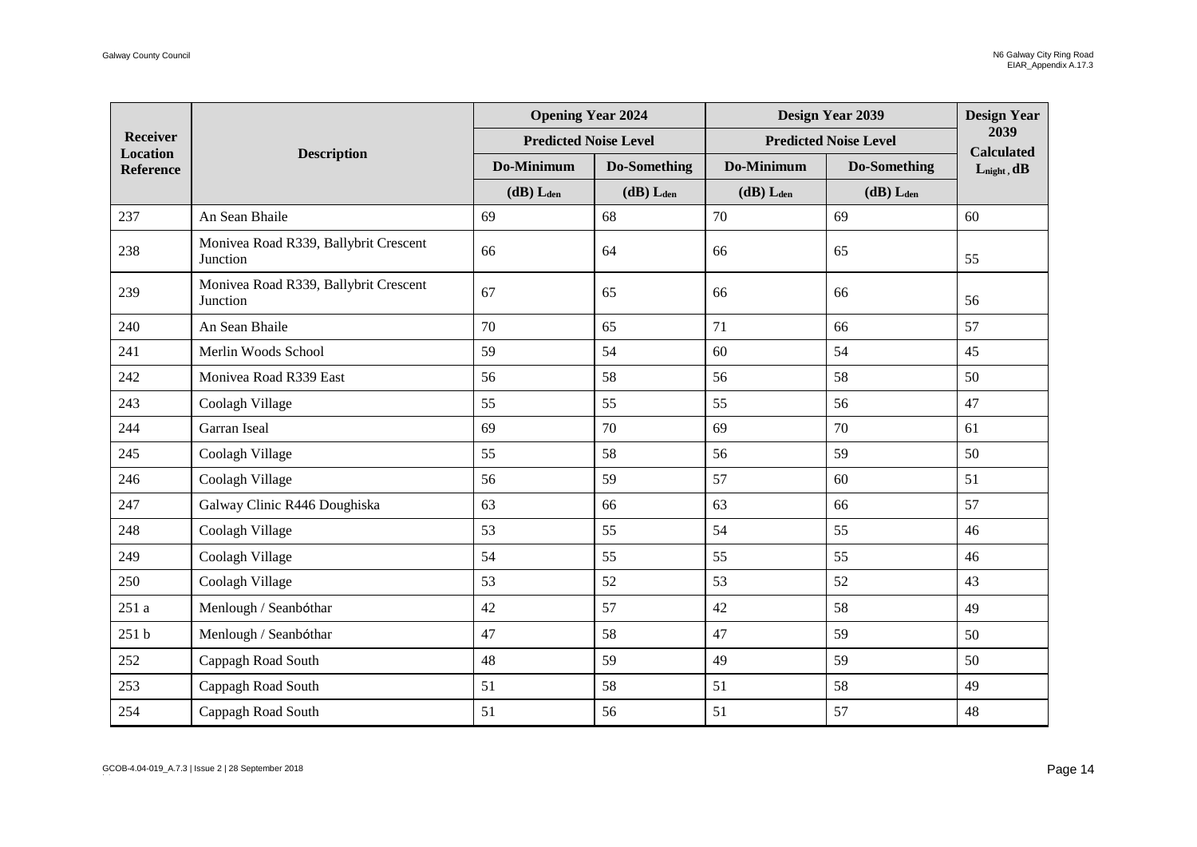| Receiver Location Reference | Description | Opening Year 2024 | | Design Year 2039 | | Design Year 2039 Calculated $L_{night}$, dB |
|---|---|---|---|---|---|---|
| | | Predicted Noise Level | | Predicted Noise Level | | |
| | | Do-Minimum | Do-Something | Do-Minimum | Do-Something | |
| | | (dB) $L_{den}$ | (dB) $L_{den}$ | (dB) $L_{den}$ | (dB) $L_{den}$ | |
| 237 | An Sean Bhaile | 69 | 68 | 70 | 69 | 60 |
| 238 | Monivea Road R339, Ballybrit Crescent Junction | 66 | 64 | 66 | 65 | 55 |
| 239 | Monivea Road R339, Ballybrit Crescent Junction | 67 | 65 | 66 | 66 | 56 |
| 240 | An Sean Bhaile | 70 | 65 | 71 | 66 | 57 |
| 241 | Merlin Woods School | 59 | 54 | 60 | 54 | 45 |
| 242 | Monivea Road R339 East | 56 | 58 | 56 | 58 | 50 |
| 243 | Coolagh Village | 55 | 55 | 55 | 56 | 47 |
| 244 | Garran Iseal | 69 | 70 | 69 | 70 | 61 |
| 245 | Coolagh Village | 55 | 58 | 56 | 59 | 50 |
| 246 | Coolagh Village | 56 | 59 | 57 | 60 | 51 |
| 247 | Galway Clinic R446 Doughiska | 63 | 66 | 63 | 66 | 57 |
| 248 | Coolagh Village | 53 | 55 | 54 | 55 | 46 |
| 249 | Coolagh Village | 54 | 55 | 55 | 55 | 46 |
| 250 | Coolagh Village | 53 | 52 | 53 | 52 | 43 |
| 251 a | Menlough / Seanbóthar | 42 | 57 | 42 | 58 | 49 |
| 251 b | Menlough / Seanbóthar | 47 | 58 | 47 | 59 | 50 |
| 252 | Cappagh Road South | 48 | 59 | 49 | 59 | 50 |
| 253 | Cappagh Road South | 51 | 58 | 51 | 58 | 49 |
| 254 | Cappagh Road South | 51 | 56 | 51 | 57 | 48 |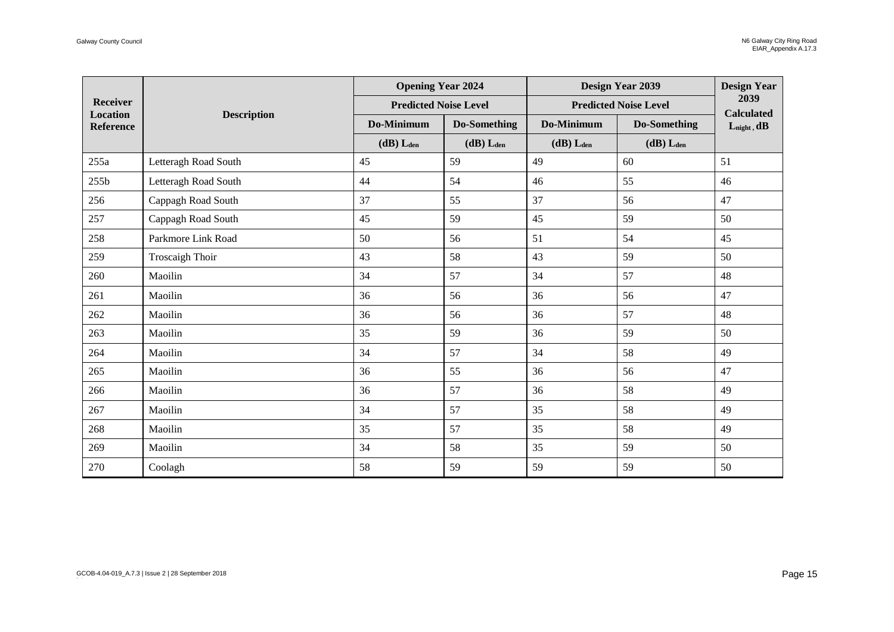| Receiver Location Reference | Description | Opening Year 2024 | | Design Year 2039 | | Design Year 2039 Calculated $L_{night}$, dB |
|---|---|---|---|---|---|---|
| | | Predicted Noise Level | | Predicted Noise Level | | |
| | | Do-Minimum | Do-Something | Do-Minimum | Do-Something | |
| | | (dB) $L_{den}$ | (dB) $L_{den}$ | (dB) $L_{den}$ | (dB) $L_{den}$ | |
| 255a | Letteragh Road South | 45 | 59 | 49 | 60 | 51 |
| 255b | Letteragh Road South | 44 | 54 | 46 | 55 | 46 |
| 256 | Cappagh Road South | 37 | 55 | 37 | 56 | 47 |
| 257 | Cappagh Road South | 45 | 59 | 45 | 59 | 50 |
| 258 | Parkmore Link Road | 50 | 56 | 51 | 54 | 45 |
| 259 | Troscaigh Thoir | 43 | 58 | 43 | 59 | 50 |
| 260 | Maoilin | 34 | 57 | 34 | 57 | 48 |
| 261 | Maoilin | 36 | 56 | 36 | 56 | 47 |
| 262 | Maoilin | 36 | 56 | 36 | 57 | 48 |
| 263 | Maoilin | 35 | 59 | 36 | 59 | 50 |
| 264 | Maoilin | 34 | 57 | 34 | 58 | 49 |
| 265 | Maoilin | 36 | 55 | 36 | 56 | 47 |
| 266 | Maoilin | 36 | 57 | 36 | 58 | 49 |
| 267 | Maoilin | 34 | 57 | 35 | 58 | 49 |
| 268 | Maoilin | 35 | 57 | 35 | 58 | 49 |
| 269 | Maoilin | 34 | 58 | 35 | 59 | 50 |
| 270 | Coolagh | 58 | 59 | 59 | 59 | 50 |